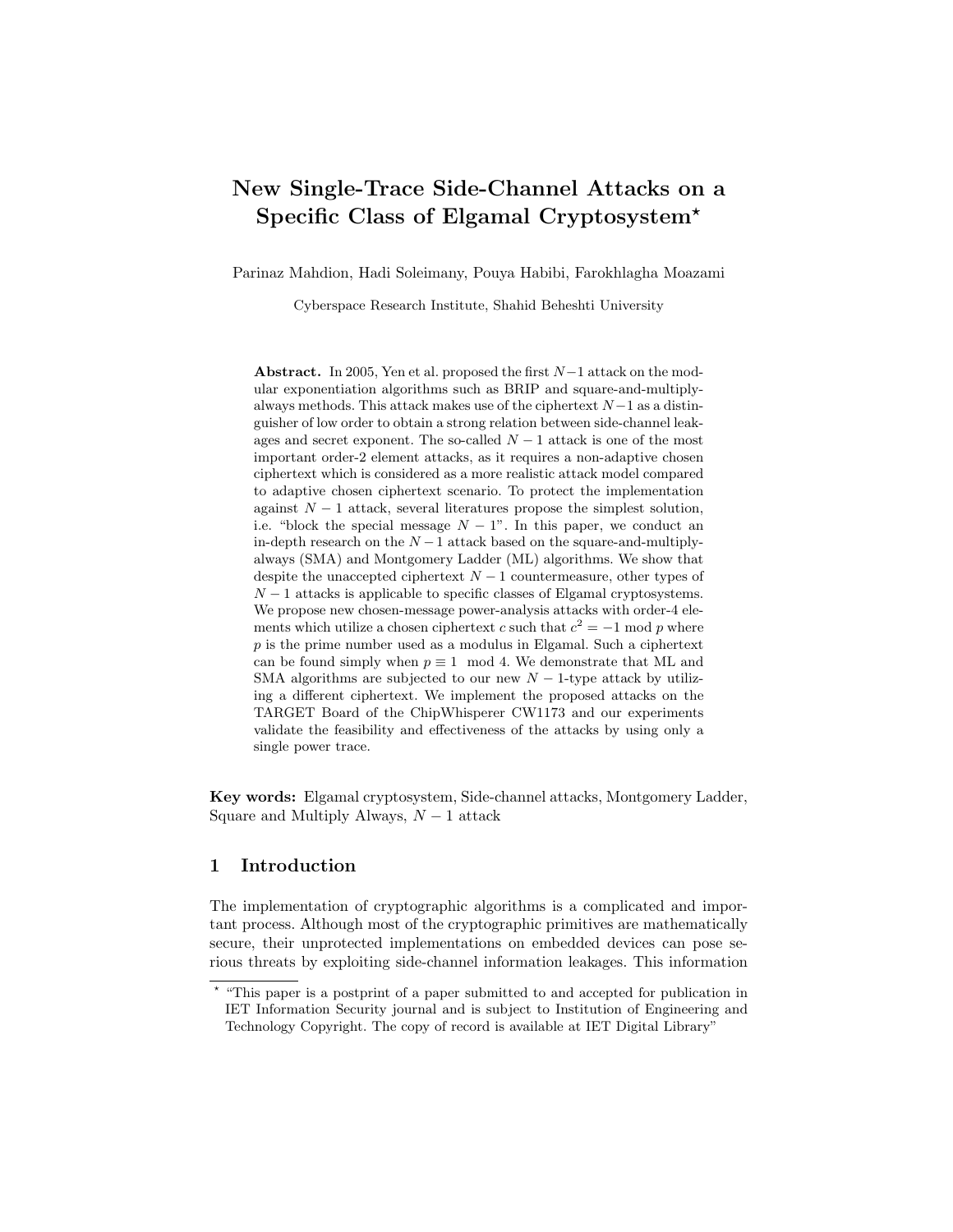# New Single-Trace Side-Channel Attacks on a Specific Class of Elgamal Cryptosystem*

Parinaz Mahdion, Hadi Soleimany, Pouya Habibi, Farokhlagha Moazami

Cyberspace Research Institute, Shahid Beheshti University

**Abstract.** In 2005, Yen et al. proposed the first $N-1$ attack on the modular exponentiation algorithms such as BRIP and square-and-multiply-always methods. This attack makes use of the ciphertext $N-1$ as a distinguisher of low order to obtain a strong relation between side-channel leakages and secret exponent. The so-called $N-1$ attack is one of the most important order-2 element attacks, as it requires a non-adaptive chosen ciphertext which is considered as a more realistic attack model compared to adaptive chosen ciphertext scenario. To protect the implementation against $N-1$ attack, several literatures propose the simplest solution, i.e. "block the special message $N-1$". In this paper, we conduct an in-depth research on the $N-1$ attack based on the square-and-multiply-always (SMA) and Montgomery Ladder (ML) algorithms. We show that despite the unaccepted ciphertext $N-1$ countermeasure, other types of $N-1$ attacks is applicable to specific classes of Elgamal cryptosystems. We propose new chosen-message power-analysis attacks with order-4 elements which utilize a chosen ciphertext $c$ such that $c^2 = -1 \mod p$ where $p$ is the prime number used as a modulus in Elgamal. Such a ciphertext can be found simply when $p \equiv 1 \mod 4$. We demonstrate that ML and SMA algorithms are subjected to our new $N-1$-type attack by utilizing a different ciphertext. We implement the proposed attacks on the TARGET Board of the ChipWhisperer CW1173 and our experiments validate the feasibility and effectiveness of the attacks by using only a single power trace.

**Key words:** Elgamal cryptosystem, Side-channel attacks, Montgomery Ladder, Square and Multiply Always, $N-1$ attack

## 1 Introduction

The implementation of cryptographic algorithms is a complicated and important process. Although most of the cryptographic primitives are mathematically secure, their unprotected implementations on embedded devices can pose serious threats by exploiting side-channel information leakages. This information

---

* "This paper is a postprint of a paper submitted to and accepted for publication in IET Information Security journal and is subject to Institution of Engineering and Technology Copyright. The copy of record is available at IET Digital Library"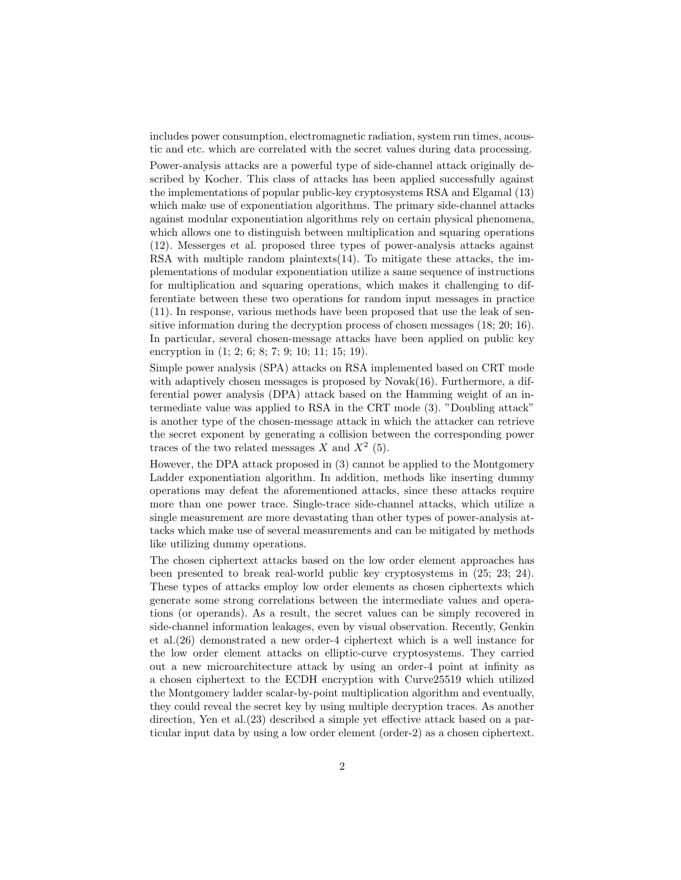includes power consumption, electromagnetic radiation, system run times, acoustic and etc. which are correlated with the secret values during data processing.

Power-analysis attacks are a powerful type of side-channel attack originally described by Kocher. This class of attacks has been applied successfully against the implementations of popular public-key cryptosystems RSA and Elgamal (13) which make use of exponentiation algorithms. The primary side-channel attacks against modular exponentiation algorithms rely on certain physical phenomena, which allows one to distinguish between multiplication and squaring operations (12). Messerges et al. proposed three types of power-analysis attacks against RSA with multiple random plaintexts(14). To mitigate these attacks, the implementations of modular exponentiation utilize a same sequence of instructions for multiplication and squaring operations, which makes it challenging to differentiate between these two operations for random input messages in practice (11). In response, various methods have been proposed that use the leak of sensitive information during the decryption process of chosen messages (18; 20; 16). In particular, several chosen-message attacks have been applied on public key encryption in (1; 2; 6; 8; 7; 9; 10; 11; 15; 19).

Simple power analysis (SPA) attacks on RSA implemented based on CRT mode with adaptively chosen messages is proposed by Novak(16). Furthermore, a differential power analysis (DPA) attack based on the Hamming weight of an intermediate value was applied to RSA in the CRT mode (3). "Doubling attack" is another type of the chosen-message attack in which the attacker can retrieve the secret exponent by generating a collision between the corresponding power traces of the two related messages $X$ and $X^2$ (5).

However, the DPA attack proposed in (3) cannot be applied to the Montgomery Ladder exponentiation algorithm. In addition, methods like inserting dummy operations may defeat the aforementioned attacks, since these attacks require more than one power trace. Single-trace side-channel attacks, which utilize a single measurement are more devastating than other types of power-analysis attacks which make use of several measurements and can be mitigated by methods like utilizing dummy operations.

The chosen ciphertext attacks based on the low order element approaches has been presented to break real-world public key cryptosystems in (25; 23; 24). These types of attacks employ low order elements as chosen ciphertexts which generate some strong correlations between the intermediate values and operations (or operands). As a result, the secret values can be simply recovered in side-channel information leakages, even by visual observation. Recently, Genkin et al.(26) demonstrated a new order-4 ciphertext which is a well instance for the low order element attacks on elliptic-curve cryptosystems. They carried out a new microarchitecture attack by using an order-4 point at infinity as a chosen ciphertext to the ECDH encryption with Curve25519 which utilized the Montgomery ladder scalar-by-point multiplication algorithm and eventually, they could reveal the secret key by using multiple decryption traces. As another direction, Yen et al.(23) described a simple yet effective attack based on a particular input data by using a low order element (order-2) as a chosen ciphertext.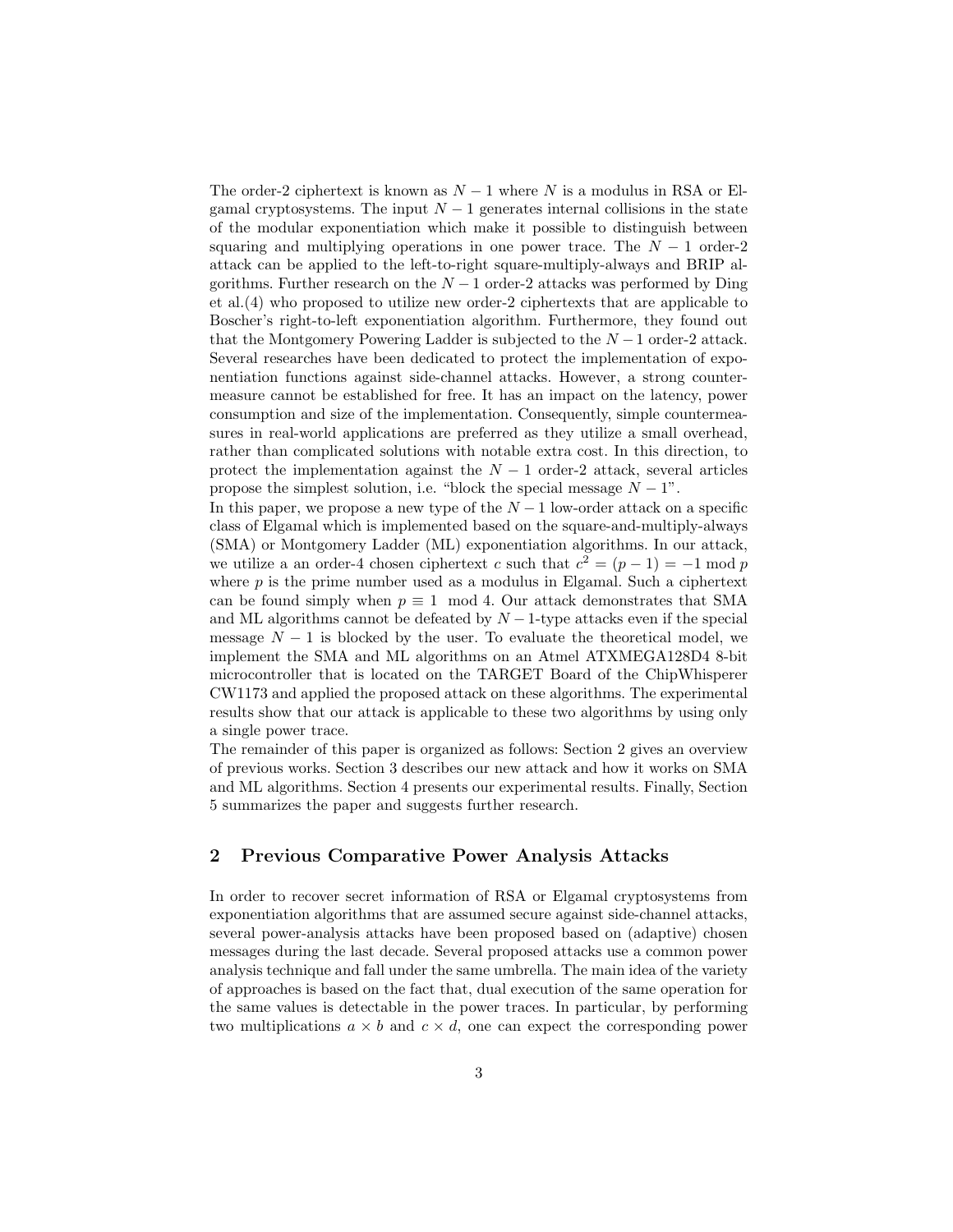The order-2 ciphertext is known as $N-1$ where $N$ is a modulus in RSA or Elgamal cryptosystems. The input $N-1$ generates internal collisions in the state of the modular exponentiation which make it possible to distinguish between squaring and multiplying operations in one power trace. The $N-1$ order-2 attack can be applied to the left-to-right square-multiply-always and BRIP algorithms. Further research on the $N-1$ order-2 attacks was performed by Ding et al.(4) who proposed to utilize new order-2 ciphertexts that are applicable to Boscher's right-to-left exponentiation algorithm. Furthermore, they found out that the Montgomery Powering Ladder is subjected to the $N-1$ order-2 attack. Several researches have been dedicated to protect the implementation of exponentiation functions against side-channel attacks. However, a strong countermeasure cannot be established for free. It has an impact on the latency, power consumption and size of the implementation. Consequently, simple countermeasures in real-world applications are preferred as they utilize a small overhead, rather than complicated solutions with notable extra cost. In this direction, to protect the implementation against the $N-1$ order-2 attack, several articles propose the simplest solution, i.e. "block the special message $N-1$".

In this paper, we propose a new type of the $N-1$ low-order attack on a specific class of Elgamal which is implemented based on the square-and-multiply-always (SMA) or Montgomery Ladder (ML) exponentiation algorithms. In our attack, we utilize a an order-4 chosen ciphertext $c$ such that $c^2 = (p-1) = -1 \mod p$ where $p$ is the prime number used as a modulus in Elgamal. Such a ciphertext can be found simply when $p \equiv 1 \mod 4$. Our attack demonstrates that SMA and ML algorithms cannot be defeated by $N-1$-type attacks even if the special message $N-1$ is blocked by the user. To evaluate the theoretical model, we implement the SMA and ML algorithms on an Atmel ATXMEGA128D4 8-bit microcontroller that is located on the TARGET Board of the ChipWhisperer CW1173 and applied the proposed attack on these algorithms. The experimental results show that our attack is applicable to these two algorithms by using only a single power trace.

The remainder of this paper is organized as follows: Section 2 gives an overview of previous works. Section 3 describes our new attack and how it works on SMA and ML algorithms. Section 4 presents our experimental results. Finally, Section 5 summarizes the paper and suggests further research.

## 2 Previous Comparative Power Analysis Attacks

In order to recover secret information of RSA or Elgamal cryptosystems from exponentiation algorithms that are assumed secure against side-channel attacks, several power-analysis attacks have been proposed based on (adaptive) chosen messages during the last decade. Several proposed attacks use a common power analysis technique and fall under the same umbrella. The main idea of the variety of approaches is based on the fact that, dual execution of the same operation for the same values is detectable in the power traces. In particular, by performing two multiplications $a \times b$ and $c \times d$, one can expect the corresponding power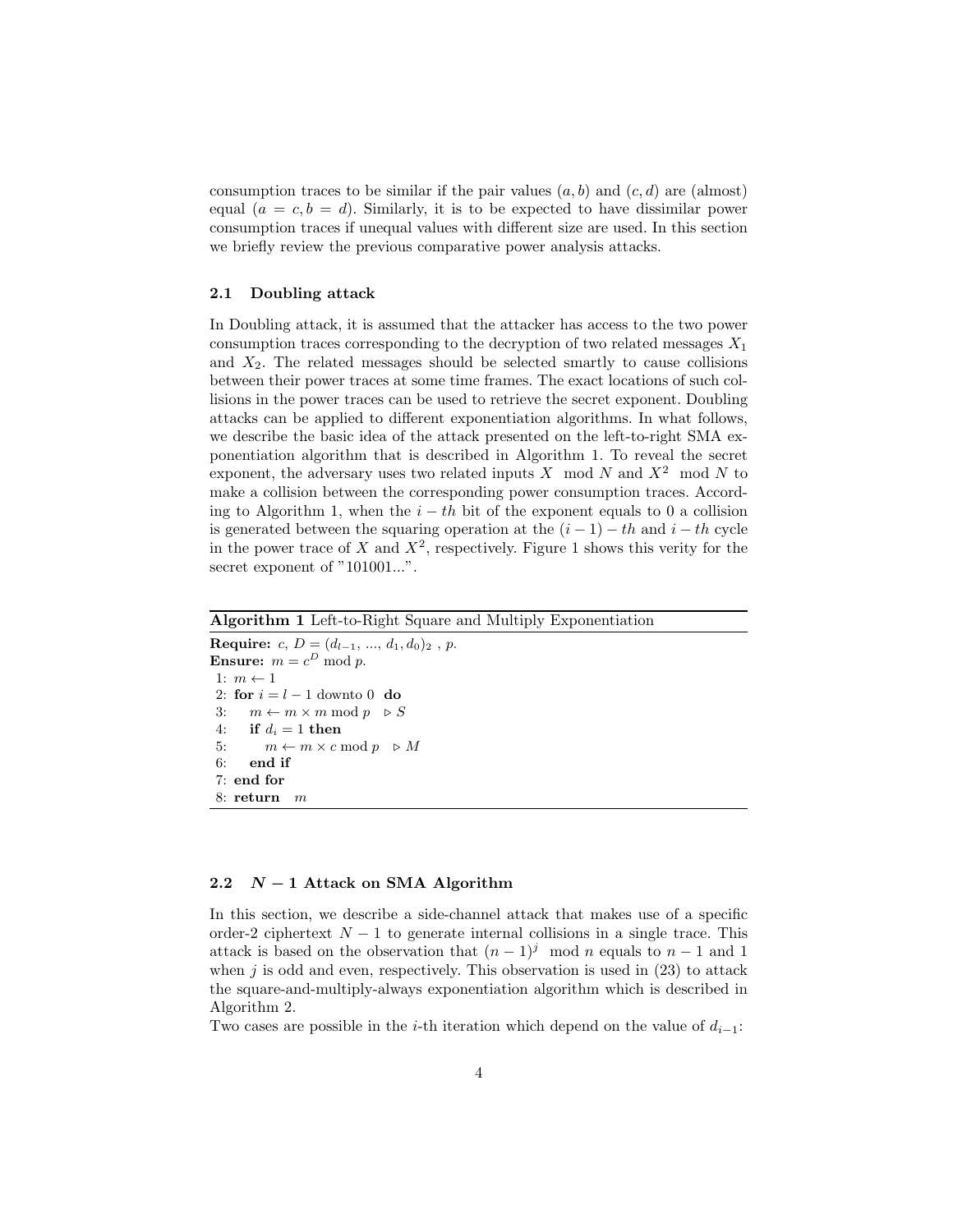consumption traces to be similar if the pair values $(a, b)$ and $(c, d)$ are (almost) equal $(a = c, b = d)$. Similarly, it is to be expected to have dissimilar power consumption traces if unequal values with different size are used. In this section we briefly review the previous comparative power analysis attacks.

### 2.1 Doubling attack

In Doubling attack, it is assumed that the attacker has access to the two power consumption traces corresponding to the decryption of two related messages $X_1$ and $X_2$. The related messages should be selected smartly to cause collisions between their power traces at some time frames. The exact locations of such collisions in the power traces can be used to retrieve the secret exponent. Doubling attacks can be applied to different exponentiation algorithms. In what follows, we describe the basic idea of the attack presented on the left-to-right SMA exponentiation algorithm that is described in Algorithm 1. To reveal the secret exponent, the adversary uses two related inputs $X \mod N$ and $X^2 \mod N$ to make a collision between the corresponding power consumption traces. According to Algorithm 1, when the $i-th$ bit of the exponent equals to 0 a collision is generated between the squaring operation at the $(i-1)-th$ and $i-th$ cycle in the power trace of $X$ and $X^2$, respectively. Figure 1 shows this verity for the secret exponent of "101001...".

**Algorithm 1** Left-to-Right Square and Multiply Exponentiation

**Require:** $c$, $D = (d_{l-1}, ..., d_1, d_0)_2$ , $p$.
**Ensure:** $m = c^D \bmod p$.

```
1: m ← 1
2: for i = l − 1 downto 0 do
3:     m ← m × m mod p   ▷ S
4:     if d_i = 1 then
5:         m ← m × c mod p   ▷ M
6:     end if
7: end for
8: return m
```

### 2.2 $N-1$ Attack on SMA Algorithm

In this section, we describe a side-channel attack that makes use of a specific order-2 ciphertext $N-1$ to generate internal collisions in a single trace. This attack is based on the observation that $(n-1)^j \mod n$ equals to $n-1$ and 1 when $j$ is odd and even, respectively. This observation is used in (23) to attack the square-and-multiply-always exponentiation algorithm which is described in Algorithm 2.

Two cases are possible in the $i$-th iteration which depend on the value of $d_{i-1}$: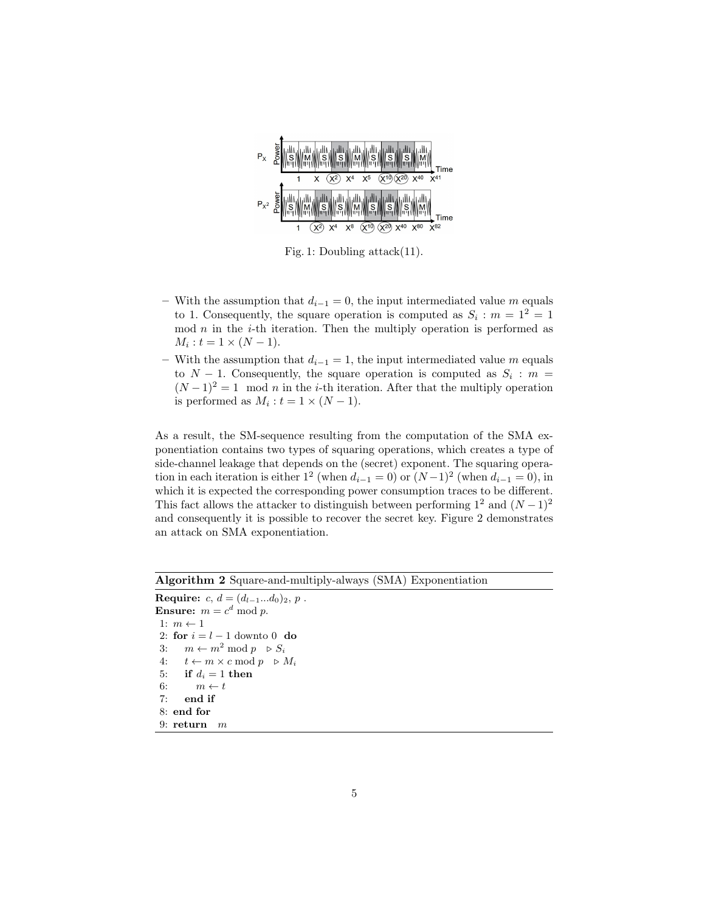Fig. 1: Doubling attack(11).

– With the assumption that $d_{i-1} = 0$, the input intermediated value $m$ equals to 1. Consequently, the square operation is computed as $S_i : m = 1^2 = 1 \mod n$ in the $i$-th iteration. Then the multiply operation is performed as $M_i : t = 1 \times (N-1)$.
– With the assumption that $d_{i-1} = 1$, the input intermediated value $m$ equals to $N-1$. Consequently, the square operation is computed as $S_i : m = (N-1)^2 = 1 \mod n$ in the $i$-th iteration. After that the multiply operation is performed as $M_i : t = 1 \times (N-1)$.

As a result, the SM-sequence resulting from the computation of the SMA exponentiation contains two types of squaring operations, which creates a type of side-channel leakage that depends on the (secret) exponent. The squaring operation in each iteration is either $1^2$ (when $d_{i-1} = 0$) or $(N-1)^2$ (when $d_{i-1} = 0$), in which it is expected the corresponding power consumption traces to be different. This fact allows the attacker to distinguish between performing $1^2$ and $(N-1)^2$ and consequently it is possible to recover the secret key. Figure 2 demonstrates an attack on SMA exponentiation.

**Algorithm 2** Square-and-multiply-always (SMA) Exponentiation

**Require:** $c$, $d = (d_{l-1}...d_0)_2$, $p$ .
**Ensure:** $m = c^d \mod p$.

```
1: m ← 1
2: for i = l − 1 downto 0 do
3:     m ← m^2 mod p    ▷ S_i
4:     t ← m × c mod p  ▷ M_i
5:     if d_i = 1 then
6:         m ← t
7:     end if
8: end for
9: return m
```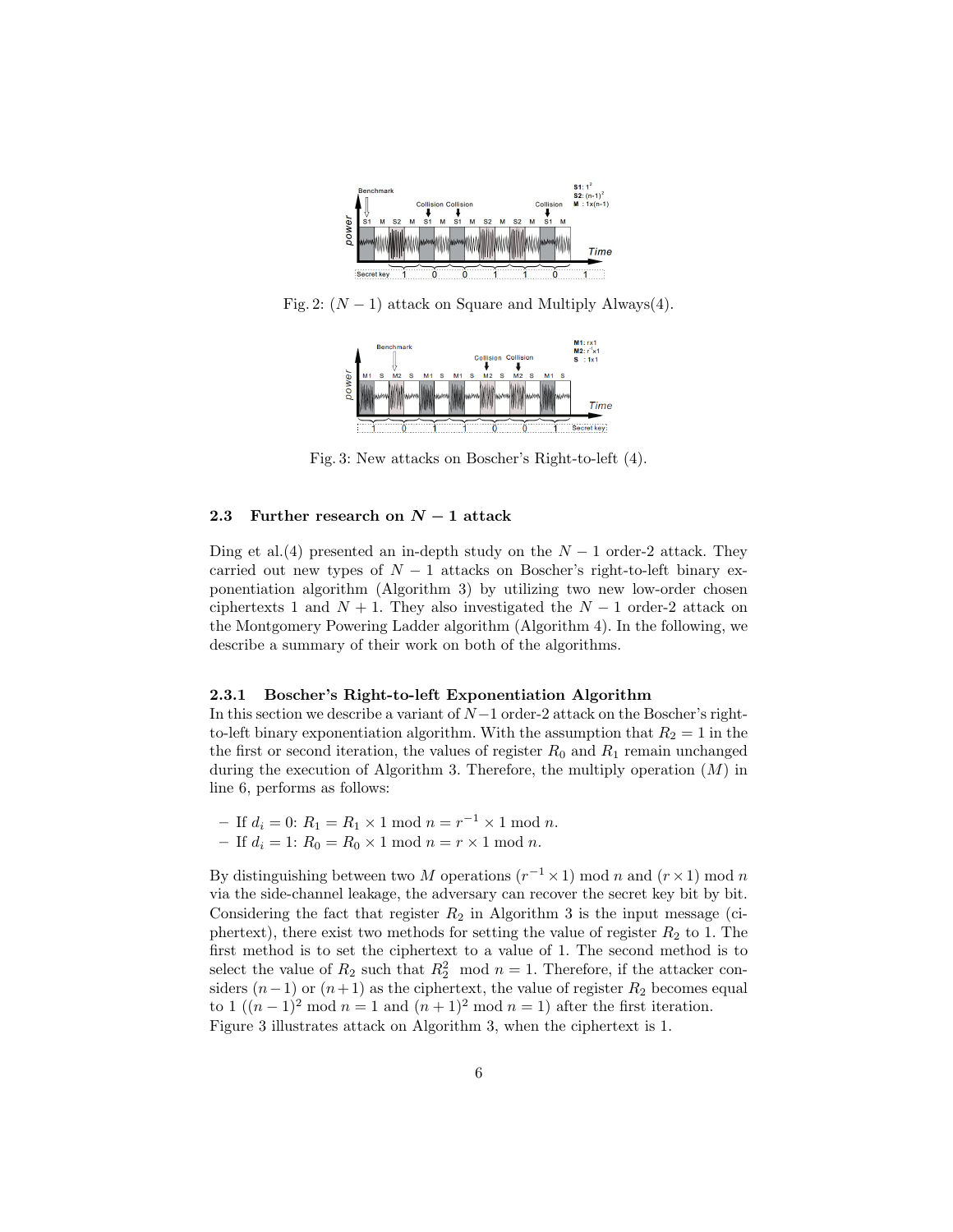Fig. 2: $(N-1)$ attack on Square and Multiply Always(4).

Fig. 3: New attacks on Boscher's Right-to-left (4).

### 2.3 Further research on $N-1$ attack

Ding et al.(4) presented an in-depth study on the $N-1$ order-2 attack. They carried out new types of $N-1$ attacks on Boscher's right-to-left binary exponentiation algorithm (Algorithm 3) by utilizing two new low-order chosen ciphertexts 1 and $N+1$. They also investigated the $N-1$ order-2 attack on the Montgomery Powering Ladder algorithm (Algorithm 4). In the following, we describe a summary of their work on both of the algorithms.

#### 2.3.1 Boscher's Right-to-left Exponentiation Algorithm

In this section we describe a variant of $N-1$ order-2 attack on the Boscher's right-to-left binary exponentiation algorithm. With the assumption that $R_2 = 1$ in the the first or second iteration, the values of register $R_0$ and $R_1$ remain unchanged during the execution of Algorithm 3. Therefore, the multiply operation ($M$) in line 6, performs as follows:

- If $d_i = 0$: $R_1 = R_1 \times 1 \bmod n = r^{-1} \times 1 \bmod n$.
- If $d_i = 1$: $R_0 = R_0 \times 1 \bmod n = r \times 1 \bmod n$.

By distinguishing between two $M$ operations $(r^{-1} \times 1) \bmod n$ and $(r \times 1) \bmod n$ via the side-channel leakage, the adversary can recover the secret key bit by bit. Considering the fact that register $R_2$ in Algorithm 3 is the input message (ciphertext), there exist two methods for setting the value of register $R_2$ to 1. The first method is to set the ciphertext to a value of 1. The second method is to select the value of $R_2$ such that $R_2^2 \bmod n = 1$. Therefore, if the attacker considers $(n-1)$ or $(n+1)$ as the ciphertext, the value of register $R_2$ becomes equal to 1 ($(n-1)^2 \bmod n = 1$ and $(n+1)^2 \bmod n = 1$) after the first iteration. Figure 3 illustrates attack on Algorithm 3, when the ciphertext is 1.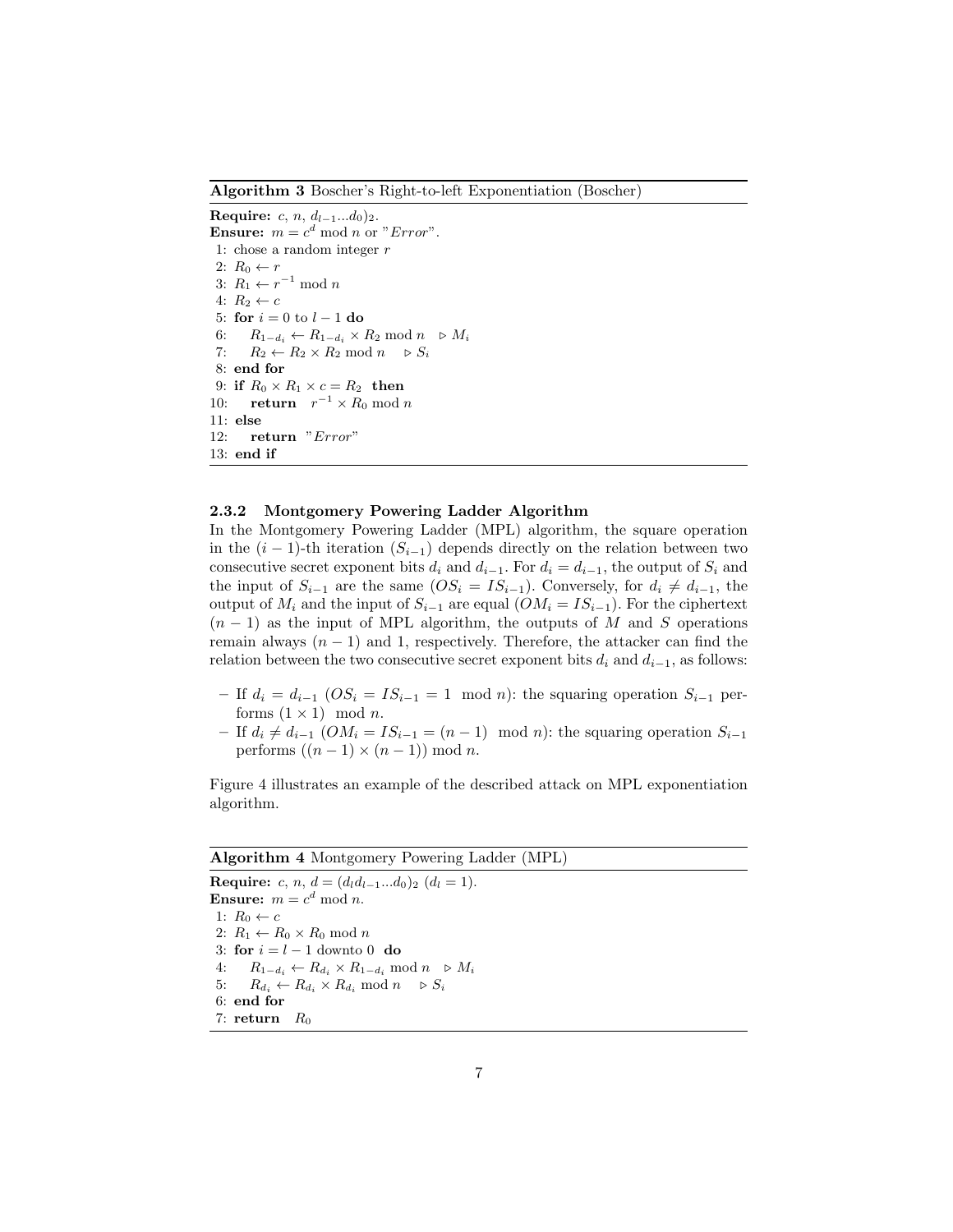**Algorithm 3** Boscher's Right-to-left Exponentiation (Boscher)

```
Require: c, n, (d_{l-1}...d_0)_2.
Ensure: m = c^d mod n or "Error".
 1: chose a random integer r
 2: R_0 ← r
 3: R_1 ← r^{-1} mod n
 4: R_2 ← c
 5: for i = 0 to l − 1 do
 6:     R_{1-d_i} ← R_{1-d_i} × R_2 mod n   ▷ M_i
 7:     R_2 ← R_2 × R_2 mod n    ▷ S_i
 8: end for
 9: if R_0 × R_1 × c = R_2 then
10:     return r^{-1} × R_0 mod n
11: else
12:     return "Error"
13: end if
```

#### 2.3.2 Montgomery Powering Ladder Algorithm

In the Montgomery Powering Ladder (MPL) algorithm, the square operation in the $(i-1)$-th iteration ($S_{i-1}$) depends directly on the relation between two consecutive secret exponent bits $d_i$ and $d_{i-1}$. For $d_i = d_{i-1}$, the output of $S_i$ and the input of $S_{i-1}$ are the same ($OS_i = IS_{i-1}$). Conversely, for $d_i \neq d_{i-1}$, the output of $M_i$ and the input of $S_{i-1}$ are equal ($OM_i = IS_{i-1}$). For the ciphertext $(n-1)$ as the input of MPL algorithm, the outputs of $M$ and $S$ operations remain always $(n-1)$ and 1, respectively. Therefore, the attacker can find the relation between the two consecutive secret exponent bits $d_i$ and $d_{i-1}$, as follows:

- If $d_i = d_{i-1}$ ($OS_i = IS_{i-1} = 1 \mod n$): the squaring operation $S_{i-1}$ performs $(1 \times 1) \mod n$.
- If $d_i \neq d_{i-1}$ ($OM_i = IS_{i-1} = (n-1) \mod n$): the squaring operation $S_{i-1}$ performs $((n-1) \times (n-1)) \bmod n$.

Figure 4 illustrates an example of the described attack on MPL exponentiation algorithm.

**Algorithm 4** Montgomery Powering Ladder (MPL)

```
Require: c, n, d = (d_l d_{l-1}...d_0)_2 (d_l = 1).
Ensure: m = c^d mod n.
 1: R_0 ← c
 2: R_1 ← R_0 × R_0 mod n
 3: for i = l − 1 downto 0 do
 4:     R_{1-d_i} ← R_{d_i} × R_{1-d_i} mod n   ▷ M_i
 5:     R_{d_i} ← R_{d_i} × R_{d_i} mod n    ▷ S_i
 6: end for
 7: return R_0
```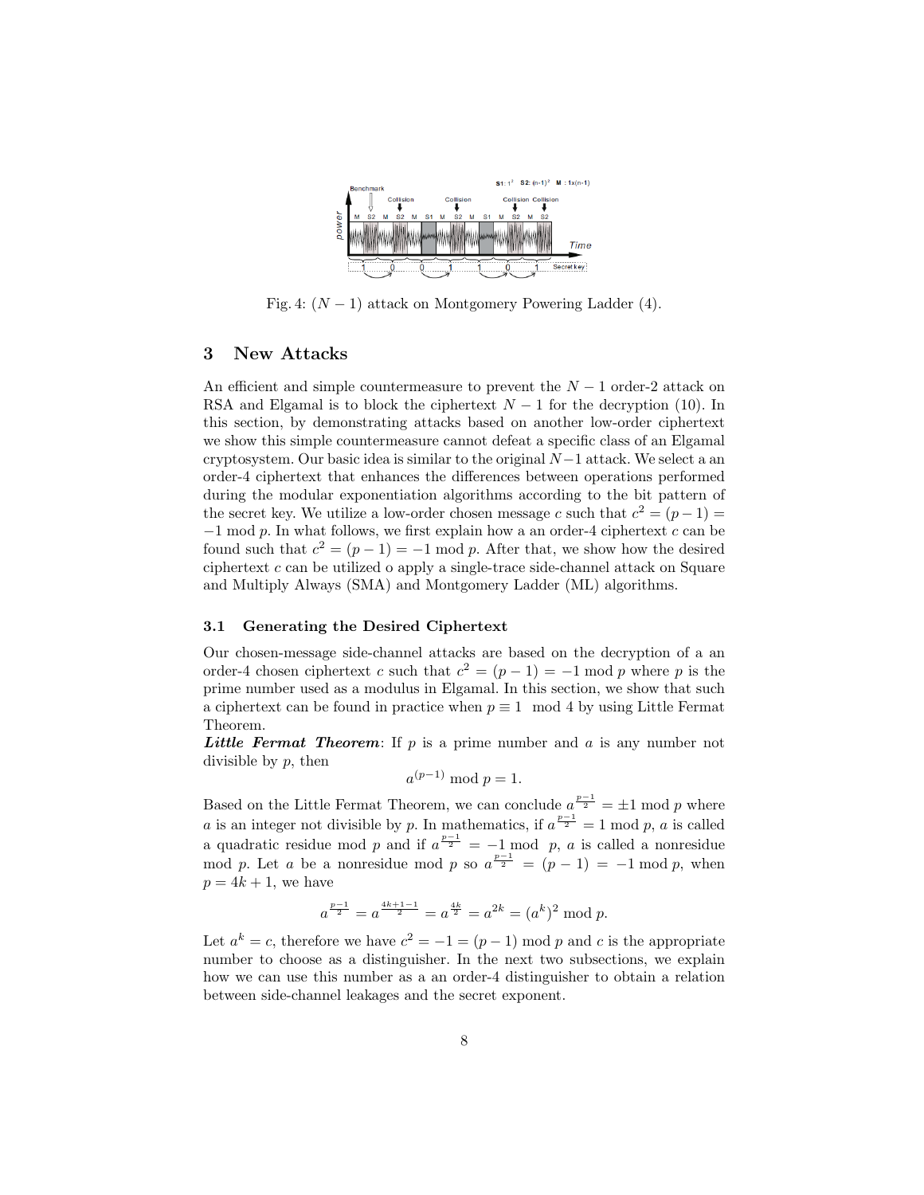Fig. 4: $(N-1)$ attack on Montgomery Powering Ladder (4).

## 3 New Attacks

An efficient and simple countermeasure to prevent the $N-1$ order-2 attack on RSA and Elgamal is to block the ciphertext $N-1$ for the decryption (10). In this section, by demonstrating attacks based on another low-order ciphertext we show this simple countermeasure cannot defeat a specific class of an Elgamal cryptosystem. Our basic idea is similar to the original $N-1$ attack. We select a an order-4 ciphertext that enhances the differences between operations performed during the modular exponentiation algorithms according to the bit pattern of the secret key. We utilize a low-order chosen message $c$ such that $c^2 = (p-1) = -1 \bmod p$. In what follows, we first explain how a an order-4 ciphertext $c$ can be found such that $c^2 = (p-1) = -1 \bmod p$. After that, we show how the desired ciphertext $c$ can be utilized o apply a single-trace side-channel attack on Square and Multiply Always (SMA) and Montgomery Ladder (ML) algorithms.

### 3.1 Generating the Desired Ciphertext

Our chosen-message side-channel attacks are based on the decryption of a an order-4 chosen ciphertext $c$ such that $c^2 = (p-1) = -1 \bmod p$ where $p$ is the prime number used as a modulus in Elgamal. In this section, we show that such a ciphertext can be found in practice when $p \equiv 1 \mod 4$ by using Little Fermat Theorem.

***Little Fermat Theorem***: If $p$ is a prime number and $a$ is any number not divisible by $p$, then

$$a^{(p-1)} \bmod p = 1.$$

Based on the Little Fermat Theorem, we can conclude $a^{\frac{p-1}{2}} = \pm 1 \bmod p$ where $a$ is an integer not divisible by $p$. In mathematics, if $a^{\frac{p-1}{2}} = 1 \bmod p$, $a$ is called a quadratic residue mod $p$ and if $a^{\frac{p-1}{2}} = -1 \bmod p$, $a$ is called a nonresidue mod $p$. Let $a$ be a nonresidue mod $p$ so $a^{\frac{p-1}{2}} = (p-1) = -1 \bmod p$, when $p = 4k+1$, we have

$$a^{\frac{p-1}{2}} = a^{\frac{4k+1-1}{2}} = a^{\frac{4k}{2}} = a^{2k} = (a^k)^2 \bmod p.$$

Let $a^k = c$, therefore we have $c^2 = -1 = (p-1) \bmod p$ and $c$ is the appropriate number to choose as a distinguisher. In the next two subsections, we explain how we can use this number as a an order-4 distinguisher to obtain a relation between side-channel leakages and the secret exponent.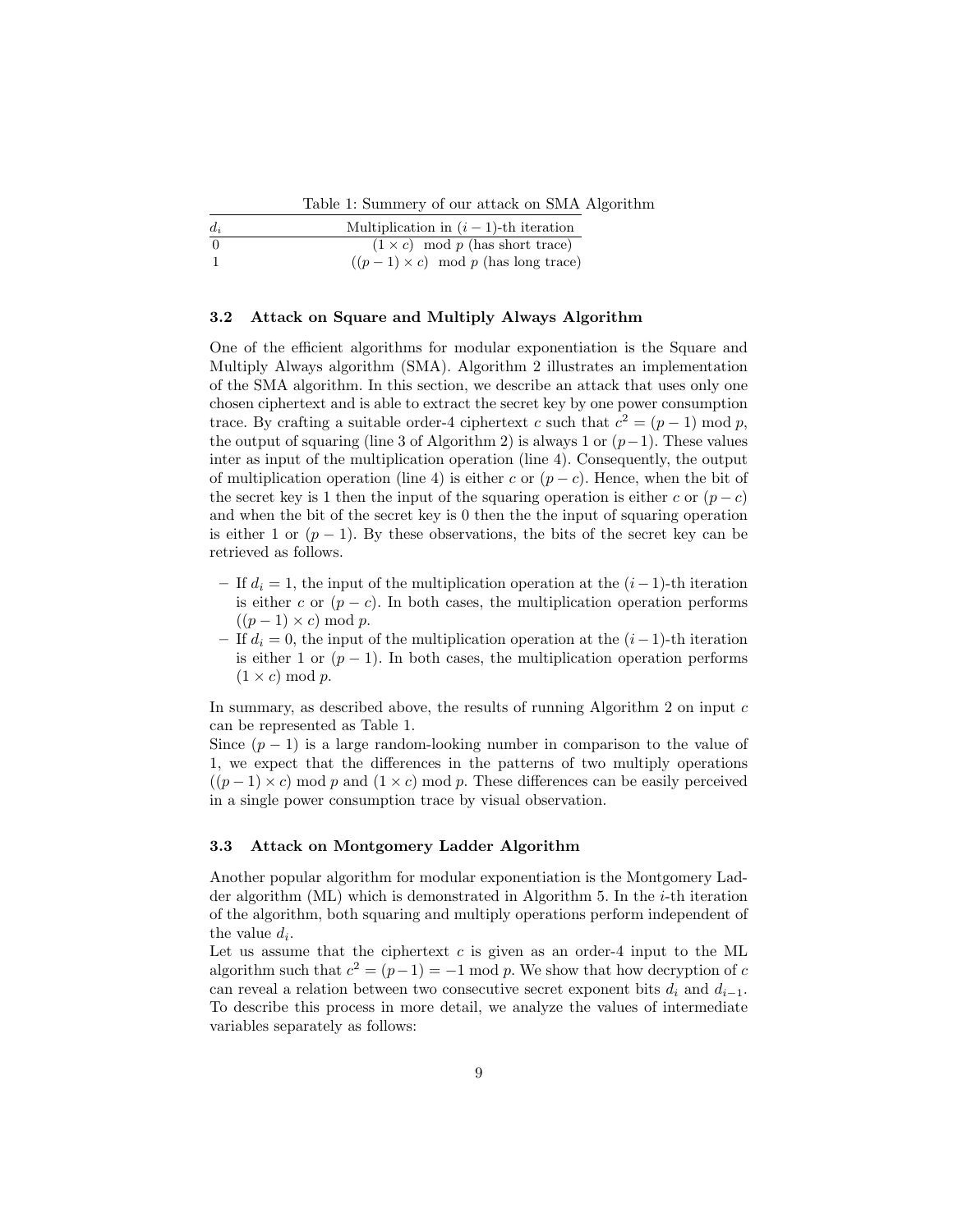Table 1: Summery of our attack on SMA Algorithm

| $d_i$ | Multiplication in $(i-1)$-th iteration |
|---|---|
| 0 | $(1 \times c) \mod p$ (has short trace) |
| 1 | $((p-1) \times c) \mod p$ (has long trace) |

### 3.2 Attack on Square and Multiply Always Algorithm

One of the efficient algorithms for modular exponentiation is the Square and Multiply Always algorithm (SMA). Algorithm 2 illustrates an implementation of the SMA algorithm. In this section, we describe an attack that uses only one chosen ciphertext and is able to extract the secret key by one power consumption trace. By crafting a suitable order-4 ciphertext $c$ such that $c^2 = (p-1) \bmod p$, the output of squaring (line 3 of Algorithm 2) is always 1 or $(p-1)$. These values inter as input of the multiplication operation (line 4). Consequently, the output of multiplication operation (line 4) is either $c$ or $(p-c)$. Hence, when the bit of the secret key is 1 then the input of the squaring operation is either $c$ or $(p-c)$ and when the bit of the secret key is 0 then the the input of squaring operation is either 1 or $(p-1)$. By these observations, the bits of the secret key can be retrieved as follows.

- If $d_i = 1$, the input of the multiplication operation at the $(i-1)$-th iteration is either $c$ or $(p-c)$. In both cases, the multiplication operation performs $((p-1) \times c) \bmod p$.
- If $d_i = 0$, the input of the multiplication operation at the $(i-1)$-th iteration is either 1 or $(p-1)$. In both cases, the multiplication operation performs $(1 \times c) \bmod p$.

In summary, as described above, the results of running Algorithm 2 on input $c$ can be represented as Table 1.

Since $(p-1)$ is a large random-looking number in comparison to the value of 1, we expect that the differences in the patterns of two multiply operations $((p-1) \times c) \bmod p$ and $(1 \times c) \bmod p$. These differences can be easily perceived in a single power consumption trace by visual observation.

### 3.3 Attack on Montgomery Ladder Algorithm

Another popular algorithm for modular exponentiation is the Montgomery Ladder algorithm (ML) which is demonstrated in Algorithm 5. In the $i$-th iteration of the algorithm, both squaring and multiply operations perform independent of the value $d_i$.

Let us assume that the ciphertext $c$ is given as an order-4 input to the ML algorithm such that $c^2 = (p-1) = -1 \bmod p$. We show that how decryption of $c$ can reveal a relation between two consecutive secret exponent bits $d_i$ and $d_{i-1}$. To describe this process in more detail, we analyze the values of intermediate variables separately as follows: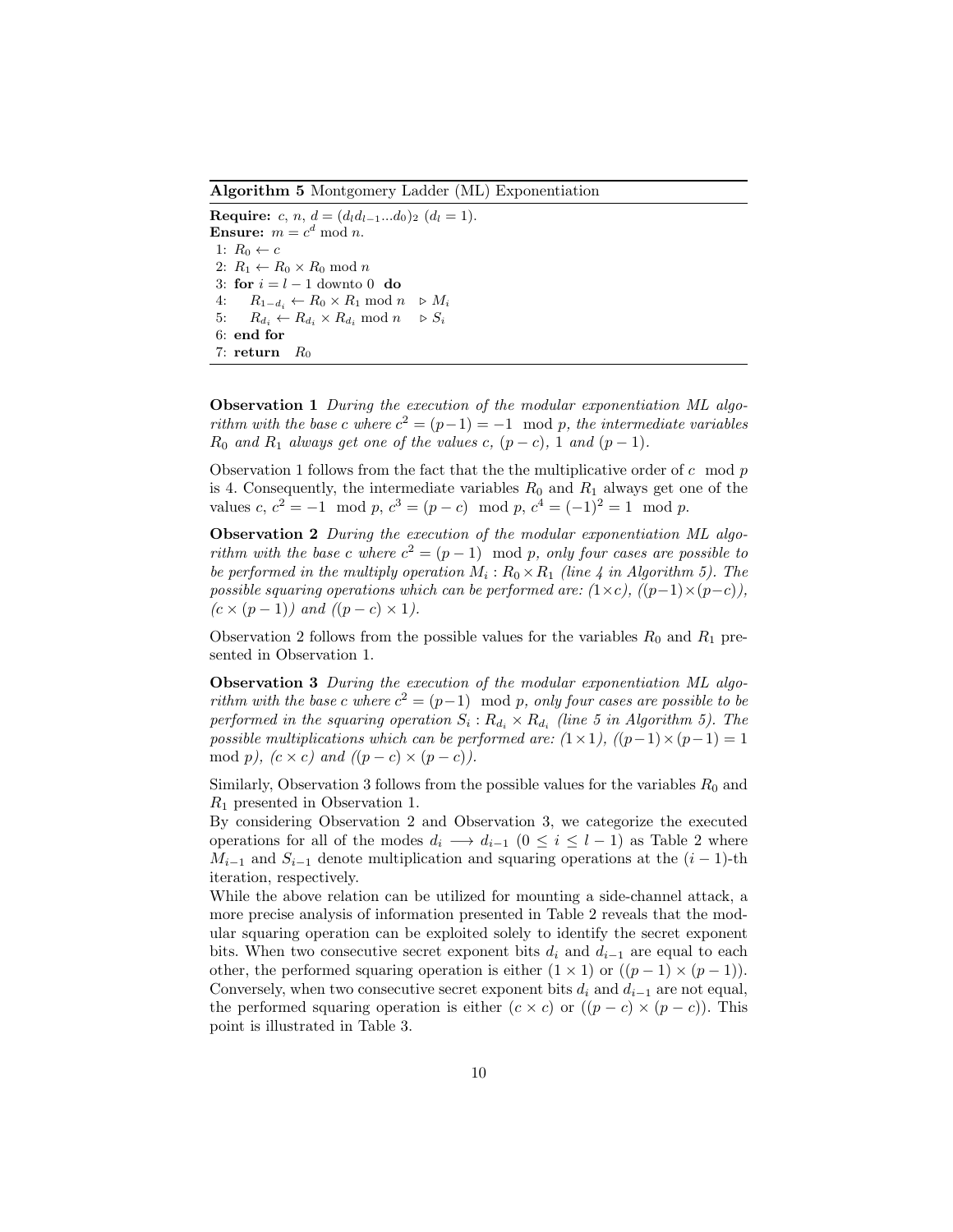**Algorithm 5** Montgomery Ladder (ML) Exponentiation

**Require:** $c$, $n$, $d = (d_l d_{l-1} ... d_0)_2$ $(d_l = 1)$.
**Ensure:** $m = c^d \bmod n$.

```
1: R_0 ← c
2: R_1 ← R_0 × R_0 mod n
3: for i = l − 1 downto 0 do
4:     R_{1−d_i} ← R_0 × R_1 mod n    ▷ M_i
5:     R_{d_i} ← R_{d_i} × R_{d_i} mod n    ▷ S_i
6: end for
7: return R_0
```

**Observation 1** *During the execution of the modular exponentiation ML algorithm with the base c where $c^2 = (p-1) = -1 \mod p$, the intermediate variables $R_0$ and $R_1$ always get one of the values $c$, $(p-c)$, 1 and $(p-1)$.*

Observation 1 follows from the fact that the the multiplicative order of $c \mod p$ is 4. Consequently, the intermediate variables $R_0$ and $R_1$ always get one of the values $c$, $c^2 = -1 \mod p$, $c^3 = (p-c) \mod p$, $c^4 = (-1)^2 = 1 \mod p$.

**Observation 2** *During the execution of the modular exponentiation ML algorithm with the base c where $c^2 = (p-1) \mod p$, only four cases are possible to be performed in the multiply operation $M_i : R_0 \times R_1$ (line 4 in Algorithm 5). The possible squaring operations which can be performed are: $(1 \times c)$, $((p-1) \times (p-c))$, $(c \times (p-1))$ and $((p-c) \times 1)$.*

Observation 2 follows from the possible values for the variables $R_0$ and $R_1$ presented in Observation 1.

**Observation 3** *During the execution of the modular exponentiation ML algorithm with the base c where $c^2 = (p-1) \mod p$, only four cases are possible to be performed in the squaring operation $S_i : R_{d_i} \times R_{d_i}$ (line 5 in Algorithm 5). The possible multiplications which can be performed are: $(1 \times 1)$, $((p-1) \times (p-1) = 1 \mod p)$, $(c \times c)$ and $((p-c) \times (p-c))$.*

Similarly, Observation 3 follows from the possible values for the variables $R_0$ and $R_1$ presented in Observation 1.
By considering Observation 2 and Observation 3, we categorize the executed operations for all of the modes $d_i \longrightarrow d_{i-1}$ $(0 \leq i \leq l-1)$ as Table 2 where $M_{i-1}$ and $S_{i-1}$ denote multiplication and squaring operations at the $(i-1)$-th iteration, respectively.
While the above relation can be utilized for mounting a side-channel attack, a more precise analysis of information presented in Table 2 reveals that the modular squaring operation can be exploited solely to identify the secret exponent bits. When two consecutive secret exponent bits $d_i$ and $d_{i-1}$ are equal to each other, the performed squaring operation is either $(1 \times 1)$ or $((p-1) \times (p-1))$. Conversely, when two consecutive secret exponent bits $d_i$ and $d_{i-1}$ are not equal, the performed squaring operation is either $(c \times c)$ or $((p-c) \times (p-c))$. This point is illustrated in Table 3.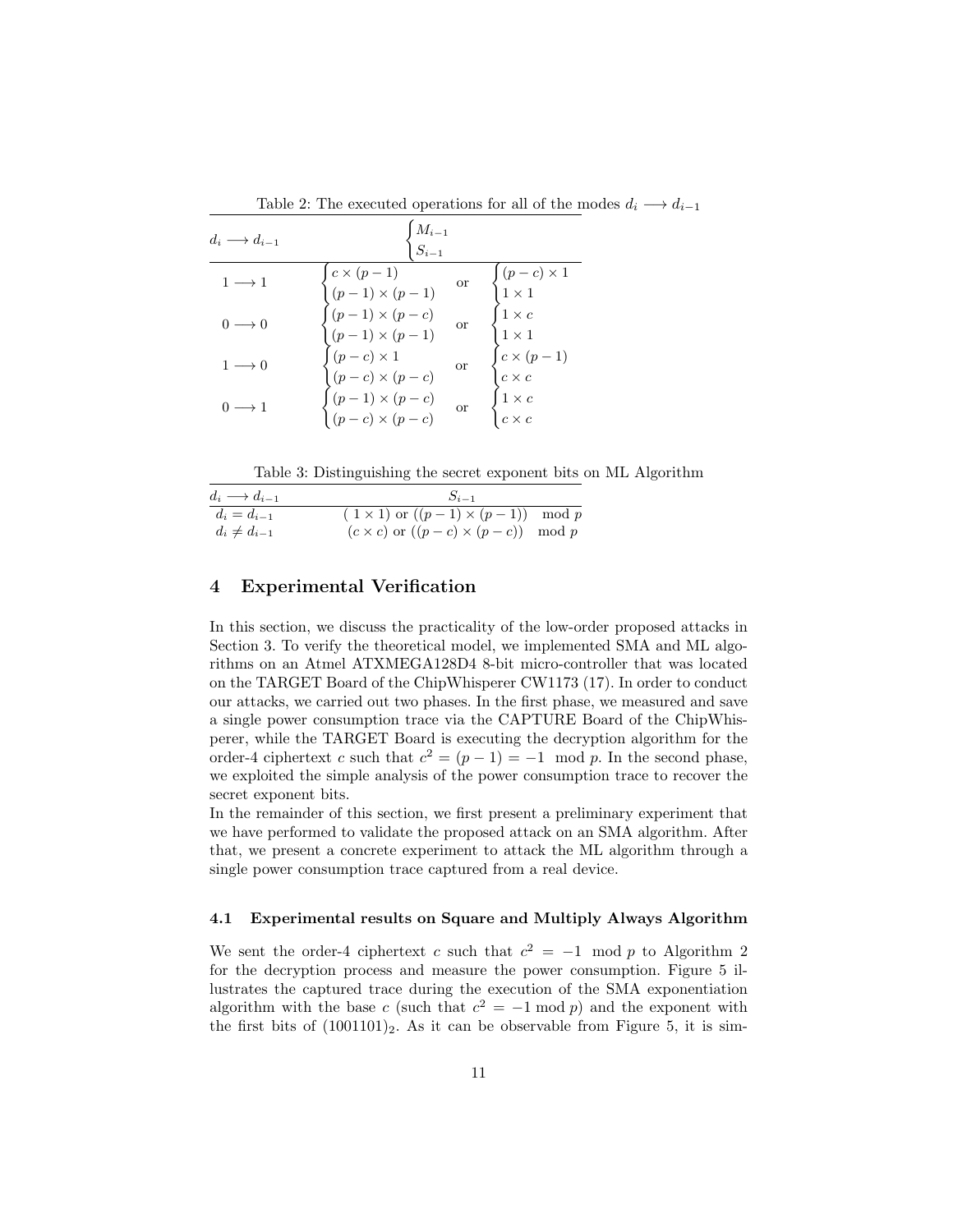Table 2: The executed operations for all of the modes $d_i \longrightarrow d_{i-1}$

| $d_i \longrightarrow d_{i-1}$ | $\begin{cases} M_{i-1} \\ S_{i-1} \end{cases}$ | | |
|---|---|---|---|
| $1 \longrightarrow 1$ | $\begin{cases} c \times (p-1) \\ (p-1) \times (p-1) \end{cases}$ | or | $\begin{cases} (p-c) \times 1 \\ 1 \times 1 \end{cases}$ |
| $0 \longrightarrow 0$ | $\begin{cases} (p-1) \times (p-c) \\ (p-1) \times (p-1) \end{cases}$ | or | $\begin{cases} 1 \times c \\ 1 \times 1 \end{cases}$ |
| $1 \longrightarrow 0$ | $\begin{cases} (p-c) \times 1 \\ (p-c) \times (p-c) \end{cases}$ | or | $\begin{cases} c \times (p-1) \\ c \times c \end{cases}$ |
| $0 \longrightarrow 1$ | $\begin{cases} (p-1) \times (p-c) \\ (p-c) \times (p-c) \end{cases}$ | or | $\begin{cases} 1 \times c \\ c \times c \end{cases}$ |

Table 3: Distinguishing the secret exponent bits on ML Algorithm

| $d_i \longrightarrow d_{i-1}$ | $S_{i-1}$ |
|---|---|
| $d_i = d_{i-1}$ | $(1 \times 1)$ or $((p-1) \times (p-1)) \mod p$ |
| $d_i \neq d_{i-1}$ | $(c \times c)$ or $((p-c) \times (p-c)) \mod p$ |

## 4 Experimental Verification

In this section, we discuss the practicality of the low-order proposed attacks in Section 3. To verify the theoretical model, we implemented SMA and ML algorithms on an Atmel ATXMEGA128D4 8-bit micro-controller that was located on the TARGET Board of the ChipWhisperer CW1173 (17). In order to conduct our attacks, we carried out two phases. In the first phase, we measured and save a single power consumption trace via the CAPTURE Board of the ChipWhisperer, while the TARGET Board is executing the decryption algorithm for the order-4 ciphertext $c$ such that $c^2 = (p-1) = -1 \mod p$. In the second phase, we exploited the simple analysis of the power consumption trace to recover the secret exponent bits.

In the remainder of this section, we first present a preliminary experiment that we have performed to validate the proposed attack on an SMA algorithm. After that, we present a concrete experiment to attack the ML algorithm through a single power consumption trace captured from a real device.

### 4.1 Experimental results on Square and Multiply Always Algorithm

We sent the order-4 ciphertext $c$ such that $c^2 = -1 \mod p$ to Algorithm 2 for the decryption process and measure the power consumption. Figure 5 illustrates the captured trace during the execution of the SMA exponentiation algorithm with the base $c$ (such that $c^2 = -1 \bmod p$) and the exponent with the first bits of $(1001101)_2$. As it can be observable from Figure 5, it is sim-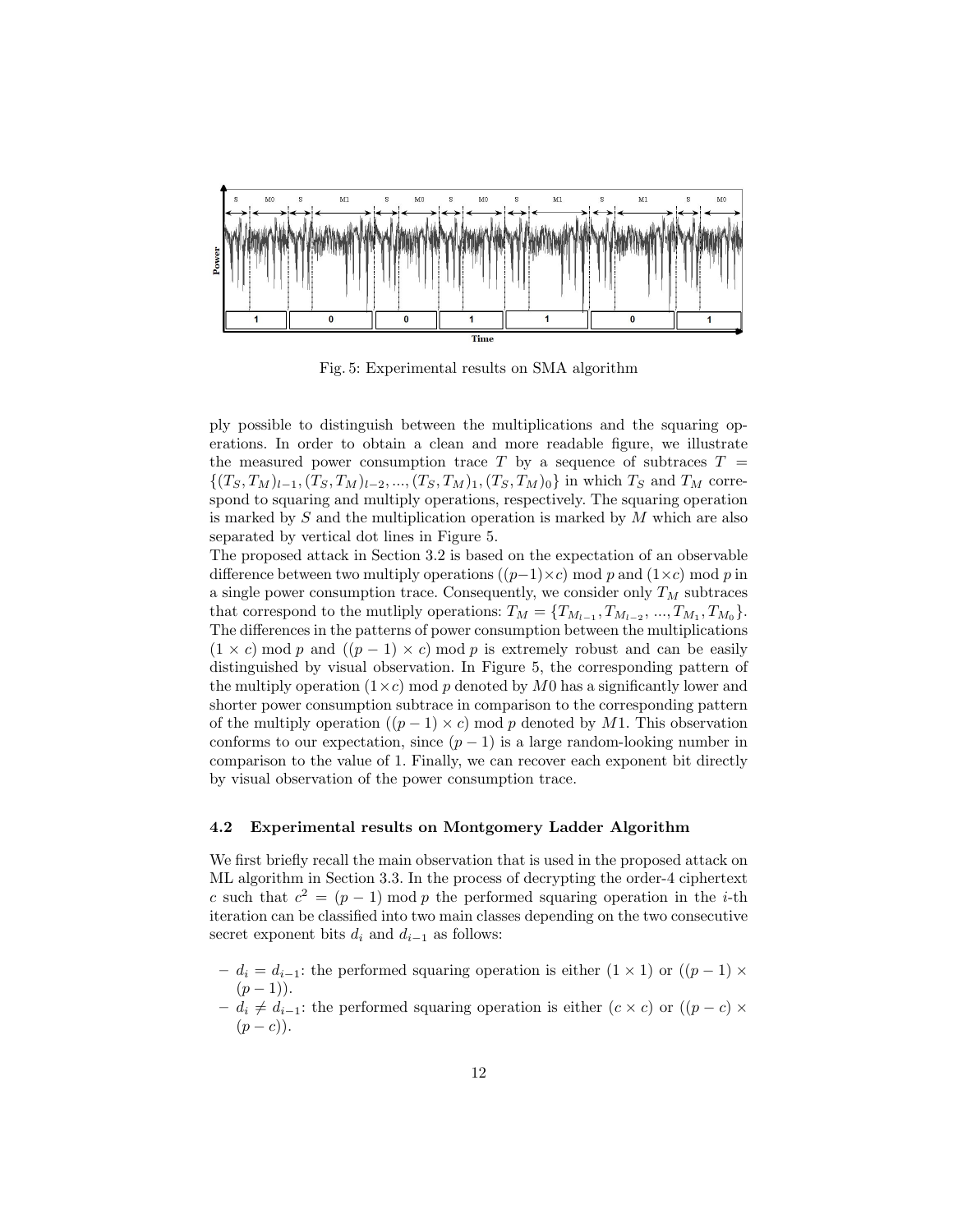Fig. 5: Experimental results on SMA algorithm

ply possible to distinguish between the multiplications and the squaring operations. In order to obtain a clean and more readable figure, we illustrate the measured power consumption trace $T$ by a sequence of subtraces $T = \{(T_S, T_M)_{l-1}, (T_S, T_M)_{l-2}, ..., (T_S, T_M)_1, (T_S, T_M)_0\}$ in which $T_S$ and $T_M$ correspond to squaring and multiply operations, respectively. The squaring operation is marked by $S$ and the multiplication operation is marked by $M$ which are also separated by vertical dot lines in Figure 5.
The proposed attack in Section 3.2 is based on the expectation of an observable difference between two multiply operations $((p-1)\times c) \bmod p$ and $(1\times c) \bmod p$ in a single power consumption trace. Consequently, we consider only $T_M$ subtraces that correspond to the mutliply operations: $T_M = \{T_{M_{l-1}}, T_{M_{l-2}}, ..., T_{M_1}, T_{M_0}\}$. The differences in the patterns of power consumption between the multiplications $(1 \times c) \bmod p$ and $((p-1) \times c) \bmod p$ is extremely robust and can be easily distinguished by visual observation. In Figure 5, the corresponding pattern of the multiply operation $(1\times c) \bmod p$ denoted by $M0$ has a significantly lower and shorter power consumption subtrace in comparison to the corresponding pattern of the multiply operation $((p-1) \times c) \bmod p$ denoted by $M1$. This observation conforms to our expectation, since $(p-1)$ is a large random-looking number in comparison to the value of 1. Finally, we can recover each exponent bit directly by visual observation of the power consumption trace.

### 4.2 Experimental results on Montgomery Ladder Algorithm

We first briefly recall the main observation that is used in the proposed attack on ML algorithm in Section 3.3. In the process of decrypting the order-4 ciphertext $c$ such that $c^2 = (p-1) \bmod p$ the performed squaring operation in the $i$-th iteration can be classified into two main classes depending on the two consecutive secret exponent bits $d_i$ and $d_{i-1}$ as follows:

- $d_i = d_{i-1}$: the performed squaring operation is either $(1 \times 1)$ or $((p-1) \times (p-1))$.
- $d_i \neq d_{i-1}$: the performed squaring operation is either $(c \times c)$ or $((p-c) \times (p-c))$.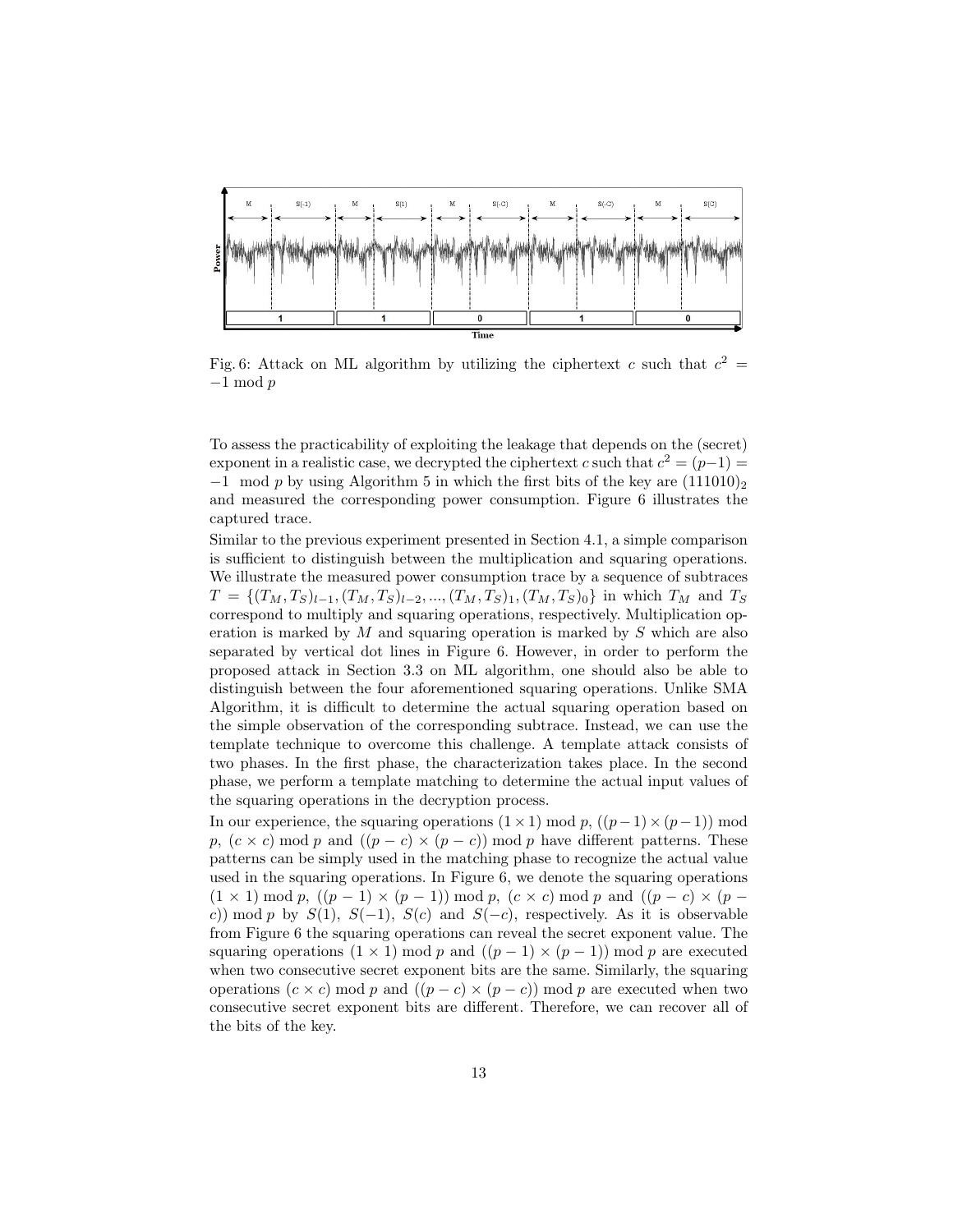Fig. 6: Attack on ML algorithm by utilizing the ciphertext $c$ such that $c^2 = -1 \bmod p$

To assess the practicability of exploiting the leakage that depends on the (secret) exponent in a realistic case, we decrypted the ciphertext $c$ such that $c^2 = (p-1) = -1 \mod p$ by using Algorithm 5 in which the first bits of the key are $(111010)_2$ and measured the corresponding power consumption. Figure 6 illustrates the captured trace.

Similar to the previous experiment presented in Section 4.1, a simple comparison is sufficient to distinguish between the multiplication and squaring operations. We illustrate the measured power consumption trace by a sequence of subtraces $T = \{(T_M, T_S)_{l-1}, (T_M, T_S)_{l-2}, ..., (T_M, T_S)_1, (T_M, T_S)_0\}$ in which $T_M$ and $T_S$ correspond to multiply and squaring operations, respectively. Multiplication operation is marked by $M$ and squaring operation is marked by $S$ which are also separated by vertical dot lines in Figure 6. However, in order to perform the proposed attack in Section 3.3 on ML algorithm, one should also be able to distinguish between the four aforementioned squaring operations. Unlike SMA Algorithm, it is difficult to determine the actual squaring operation based on the simple observation of the corresponding subtrace. Instead, we can use the template technique to overcome this challenge. A template attack consists of two phases. In the first phase, the characterization takes place. In the second phase, we perform a template matching to determine the actual input values of the squaring operations in the decryption process.

In our experience, the squaring operations $(1 \times 1) \bmod p$, $((p-1) \times (p-1)) \bmod p$, $(c \times c) \bmod p$ and $((p-c) \times (p-c)) \bmod p$ have different patterns. These patterns can be simply used in the matching phase to recognize the actual value used in the squaring operations. In Figure 6, we denote the squaring operations $(1 \times 1) \bmod p$, $((p-1) \times (p-1)) \bmod p$, $(c \times c) \bmod p$ and $((p-c) \times (p-c)) \bmod p$ by $S(1)$, $S(-1)$, $S(c)$ and $S(-c)$, respectively. As it is observable from Figure 6 the squaring operations can reveal the secret exponent value. The squaring operations $(1 \times 1) \bmod p$ and $((p-1) \times (p-1)) \bmod p$ are executed when two consecutive secret exponent bits are the same. Similarly, the squaring operations $(c \times c) \bmod p$ and $((p-c) \times (p-c)) \bmod p$ are executed when two consecutive secret exponent bits are different. Therefore, we can recover all of the bits of the key.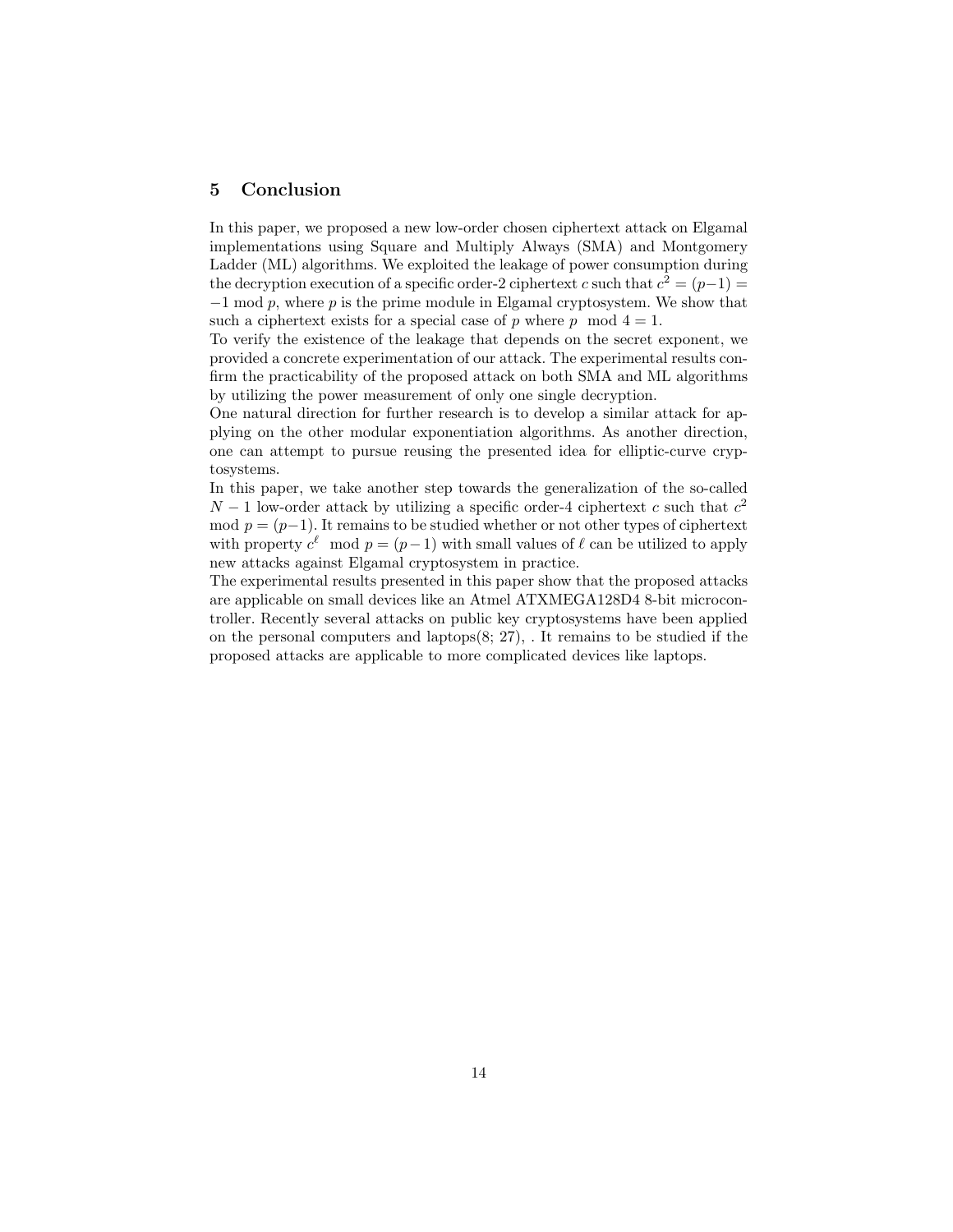## 5 Conclusion

In this paper, we proposed a new low-order chosen ciphertext attack on Elgamal implementations using Square and Multiply Always (SMA) and Montgomery Ladder (ML) algorithms. We exploited the leakage of power consumption during the decryption execution of a specific order-2 ciphertext $c$ such that $c^2 = (p-1) = -1 \bmod p$, where $p$ is the prime module in Elgamal cryptosystem. We show that such a ciphertext exists for a special case of $p$ where $p \mod 4 = 1$.

To verify the existence of the leakage that depends on the secret exponent, we provided a concrete experimentation of our attack. The experimental results confirm the practicability of the proposed attack on both SMA and ML algorithms by utilizing the power measurement of only one single decryption.

One natural direction for further research is to develop a similar attack for applying on the other modular exponentiation algorithms. As another direction, one can attempt to pursue reusing the presented idea for elliptic-curve cryptosystems.

In this paper, we take another step towards the generalization of the so-called $N-1$ low-order attack by utilizing a specific order-4 ciphertext $c$ such that $c^2 \bmod p = (p-1)$. It remains to be studied whether or not other types of ciphertext with property $c^\ell \mod p = (p-1)$ with small values of $\ell$ can be utilized to apply new attacks against Elgamal cryptosystem in practice.

The experimental results presented in this paper show that the proposed attacks are applicable on small devices like an Atmel ATXMEGA128D4 8-bit microcontroller. Recently several attacks on public key cryptosystems have been applied on the personal computers and laptops(8; 27), . It remains to be studied if the proposed attacks are applicable to more complicated devices like laptops.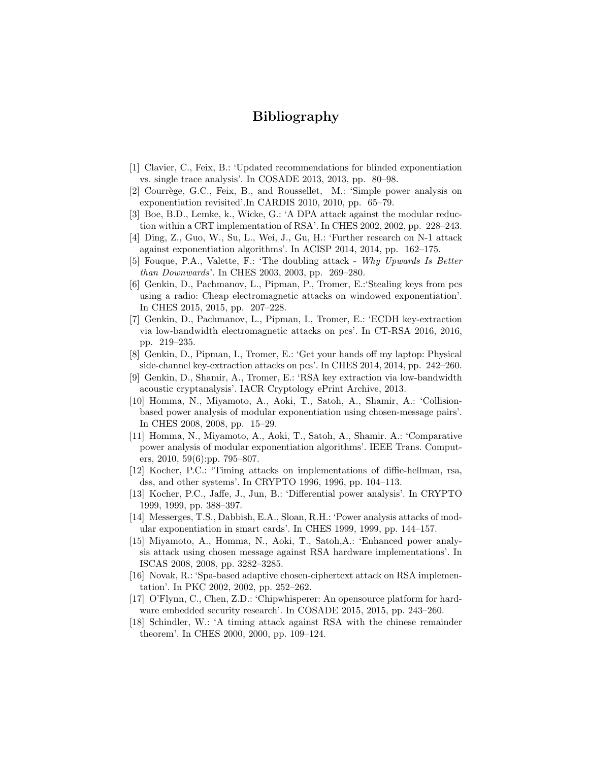# Bibliography

[1] Clavier, C., Feix, B.: 'Updated recommendations for blinded exponentiation vs. single trace analysis'. In COSADE 2013, 2013, pp. 80–98.

[2] Courrège, G.C., Feix, B., and Roussellet, M.: 'Simple power analysis on exponentiation revisited'.In CARDIS 2010, 2010, pp. 65–79.

[3] Boe, B.D., Lemke, k., Wicke, G.: 'A DPA attack against the modular reduction within a CRT implementation of RSA'. In CHES 2002, 2002, pp. 228–243.

[4] Ding, Z., Guo, W., Su, L., Wei, J., Gu, H.: 'Further research on N-1 attack against exponentiation algorithms'. In ACISP 2014, 2014, pp. 162–175.

[5] Fouque, P.A., Valette, F.: 'The doubling attack - *Why Upwards Is Better than Downwards*'. In CHES 2003, 2003, pp. 269–280.

[6] Genkin, D., Pachmanov, L., Pipman, P., Tromer, E.:'Stealing keys from pcs using a radio: Cheap electromagnetic attacks on windowed exponentiation'. In CHES 2015, 2015, pp. 207–228.

[7] Genkin, D., Pachmanov, L., Pipman, I., Tromer, E.: 'ECDH key-extraction via low-bandwidth electromagnetic attacks on pcs'. In CT-RSA 2016, 2016, pp. 219–235.

[8] Genkin, D., Pipman, I., Tromer, E.: 'Get your hands off my laptop: Physical side-channel key-extraction attacks on pcs'. In CHES 2014, 2014, pp. 242–260.

[9] Genkin, D., Shamir, A., Tromer, E.: 'RSA key extraction via low-bandwidth acoustic cryptanalysis'. IACR Cryptology ePrint Archive, 2013.

[10] Homma, N., Miyamoto, A., Aoki, T., Satoh, A., Shamir, A.: 'Collision-based power analysis of modular exponentiation using chosen-message pairs'. In CHES 2008, 2008, pp. 15–29.

[11] Homma, N., Miyamoto, A., Aoki, T., Satoh, A., Shamir. A.: 'Comparative power analysis of modular exponentiation algorithms'. IEEE Trans. Computers, 2010, 59(6):pp. 795–807.

[12] Kocher, P.C.: 'Timing attacks on implementations of diffie-hellman, rsa, dss, and other systems'. In CRYPTO 1996, 1996, pp. 104–113.

[13] Kocher, P.C., Jaffe, J., Jun, B.: 'Differential power analysis'. In CRYPTO 1999, 1999, pp. 388–397.

[14] Messerges, T.S., Dabbish, E.A., Sloan, R.H.: 'Power analysis attacks of modular exponentiation in smart cards'. In CHES 1999, 1999, pp. 144–157.

[15] Miyamoto, A., Homma, N., Aoki, T., Satoh,A.: 'Enhanced power analysis attack using chosen message against RSA hardware implementations'. In ISCAS 2008, 2008, pp. 3282–3285.

[16] Novak, R.: 'Spa-based adaptive chosen-ciphertext attack on RSA implementation'. In PKC 2002, 2002, pp. 252–262.

[17] O'Flynn, C., Chen, Z.D.: 'Chipwhisperer: An opensource platform for hardware embedded security research'. In COSADE 2015, 2015, pp. 243–260.

[18] Schindler, W.: 'A timing attack against RSA with the chinese remainder theorem'. In CHES 2000, 2000, pp. 109–124.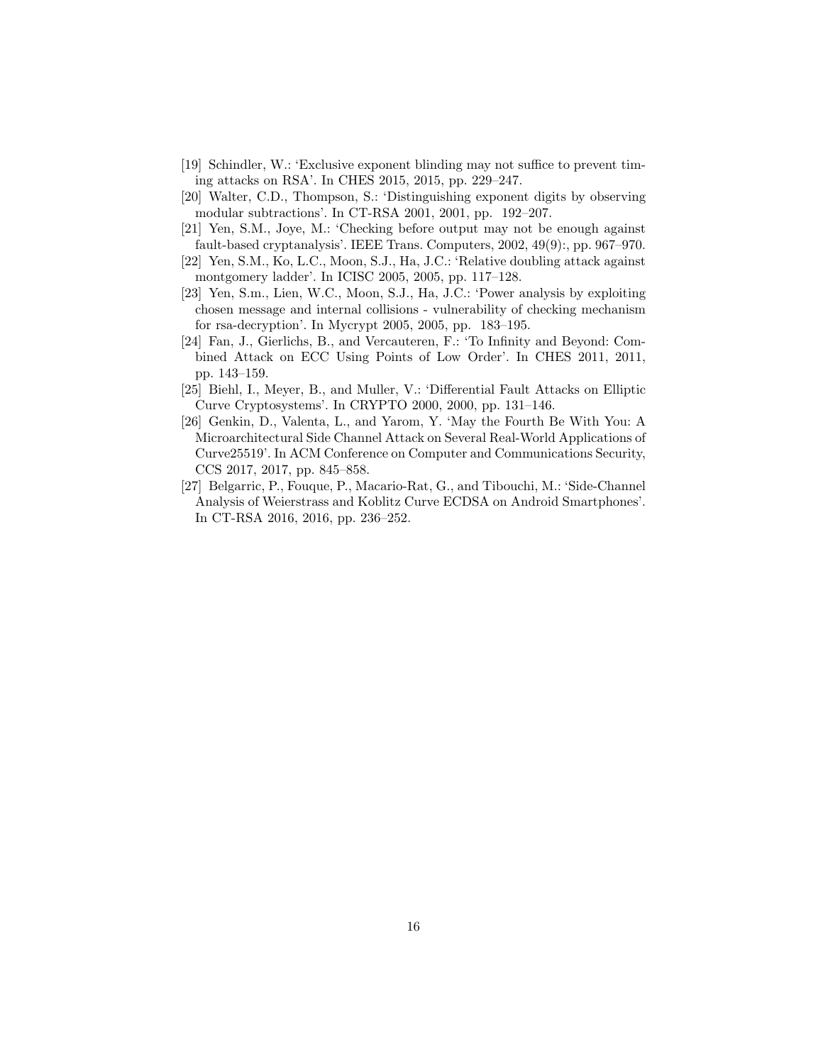[19] Schindler, W.: 'Exclusive exponent blinding may not suffice to prevent timing attacks on RSA'. In CHES 2015, 2015, pp. 229–247.

[20] Walter, C.D., Thompson, S.: 'Distinguishing exponent digits by observing modular subtractions'. In CT-RSA 2001, 2001, pp. 192–207.

[21] Yen, S.M., Joye, M.: 'Checking before output may not be enough against fault-based cryptanalysis'. IEEE Trans. Computers, 2002, 49(9):, pp. 967–970.

[22] Yen, S.M., Ko, L.C., Moon, S.J., Ha, J.C.: 'Relative doubling attack against montgomery ladder'. In ICISC 2005, 2005, pp. 117–128.

[23] Yen, S.m., Lien, W.C., Moon, S.J., Ha, J.C.: 'Power analysis by exploiting chosen message and internal collisions - vulnerability of checking mechanism for rsa-decryption'. In Mycrypt 2005, 2005, pp. 183–195.

[24] Fan, J., Gierlichs, B., and Vercauteren, F.: 'To Infinity and Beyond: Combined Attack on ECC Using Points of Low Order'. In CHES 2011, 2011, pp. 143–159.

[25] Biehl, I., Meyer, B., and Muller, V.: 'Differential Fault Attacks on Elliptic Curve Cryptosystems'. In CRYPTO 2000, 2000, pp. 131–146.

[26] Genkin, D., Valenta, L., and Yarom, Y. 'May the Fourth Be With You: A Microarchitectural Side Channel Attack on Several Real-World Applications of Curve25519'. In ACM Conference on Computer and Communications Security, CCS 2017, 2017, pp. 845–858.

[27] Belgarric, P., Fouque, P., Macario-Rat, G., and Tibouchi, M.: 'Side-Channel Analysis of Weierstrass and Koblitz Curve ECDSA on Android Smartphones'. In CT-RSA 2016, 2016, pp. 236–252.